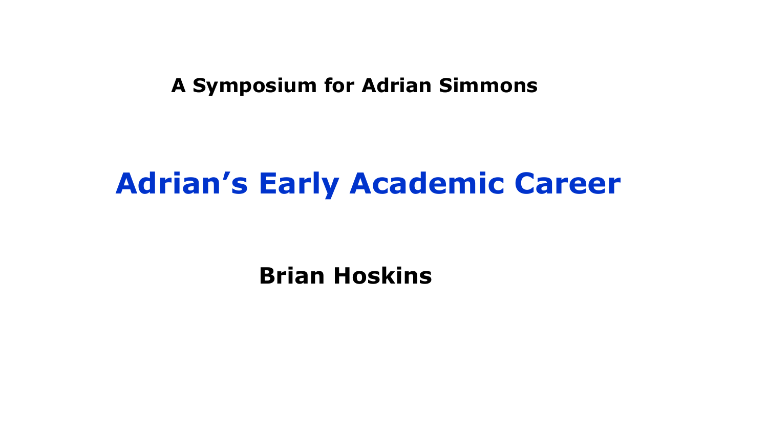A Symposium for Adrian Simmons

# Adrian's Early Academic Career

**Brian Hoskins**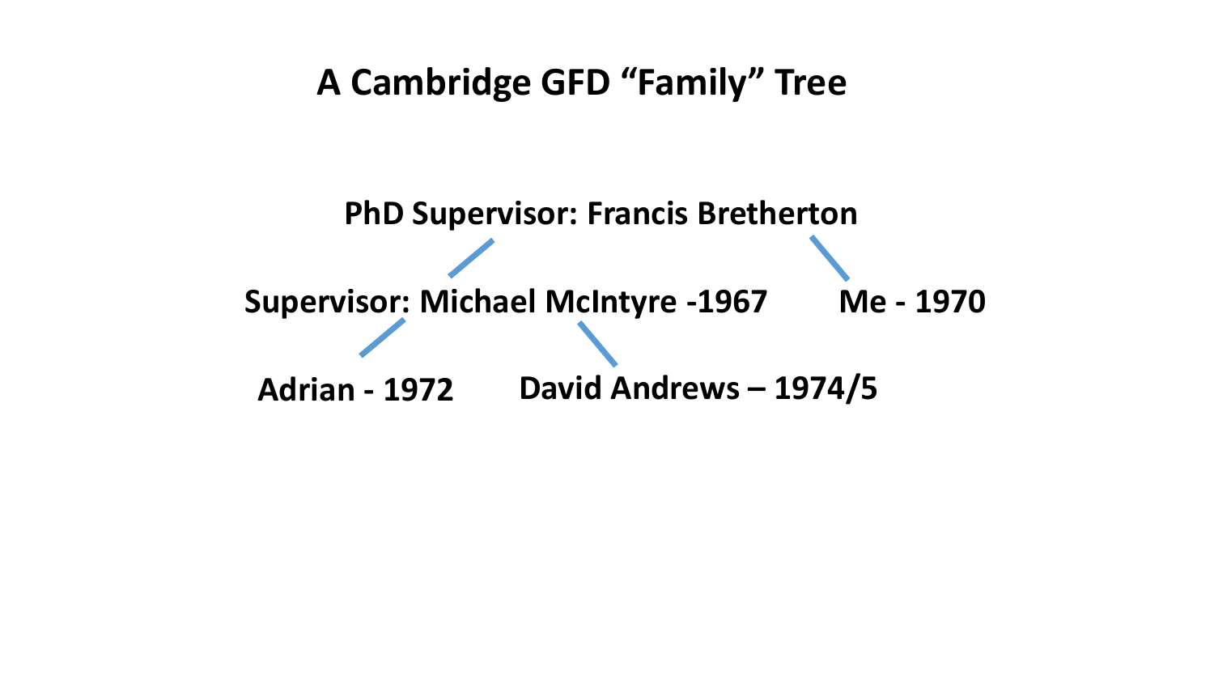# A Cambridge GFD "Family" Tree

**PhD Supervisor: Francis Bretherton**

**Supervisor: Michael McIntyre -1967** **Me - 1970**

**Adrian - 1972** **David Andrews – 1974/5**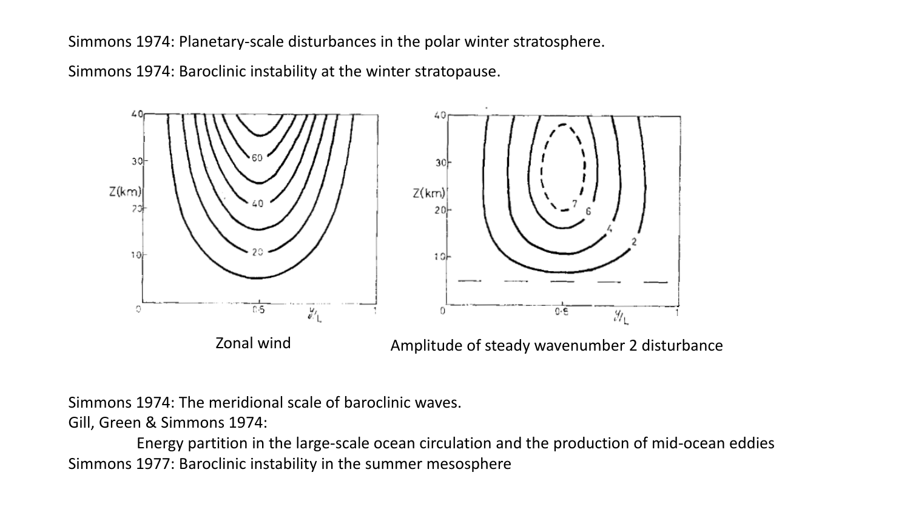Simmons 1974: Planetary-scale disturbances in the polar winter stratosphere.

Simmons 1974: Baroclinic instability at the winter stratopause.

Zonal wind

Amplitude of steady wavenumber 2 disturbance

Simmons 1974: The meridional scale of baroclinic waves.

Gill, Green & Simmons 1974:

Energy partition in the large-scale ocean circulation and the production of mid-ocean eddies

Simmons 1977: Baroclinic instability in the summer mesosphere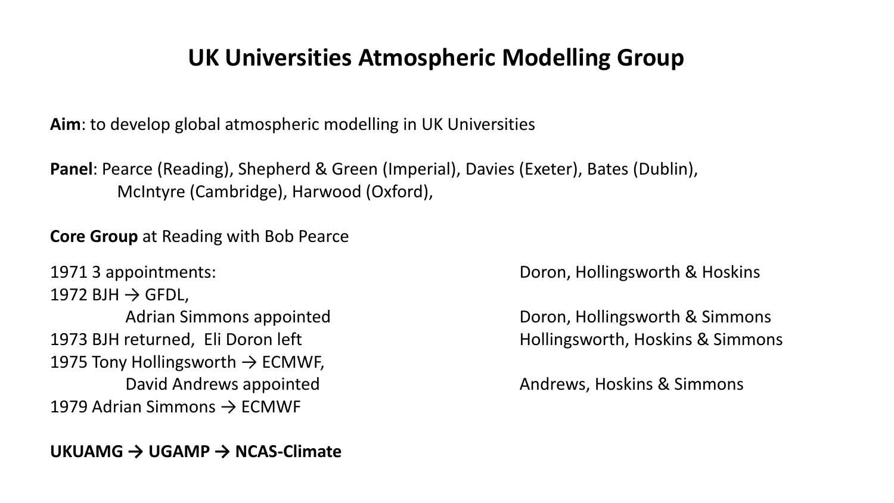# UK Universities Atmospheric Modelling Group

**Aim**: to develop global atmospheric modelling in UK Universities

**Panel**: Pearce (Reading), Shepherd & Green (Imperial), Davies (Exeter), Bates (Dublin), McIntyre (Cambridge), Harwood (Oxford),

**Core Group** at Reading with Bob Pearce

| | |
|---|---|
| 1971 3 appointments: | Doron, Hollingsworth & Hoskins |
| 1972 BJH → GFDL, | |
| Adrian Simmons appointed | Doron, Hollingsworth & Simmons |
| 1973 BJH returned, Eli Doron left | Hollingsworth, Hoskins & Simmons |
| 1975 Tony Hollingsworth → ECMWF, | |
| David Andrews appointed | Andrews, Hoskins & Simmons |
| 1979 Adrian Simmons → ECMWF | |

**UKUAMG → UGAMP → NCAS-Climate**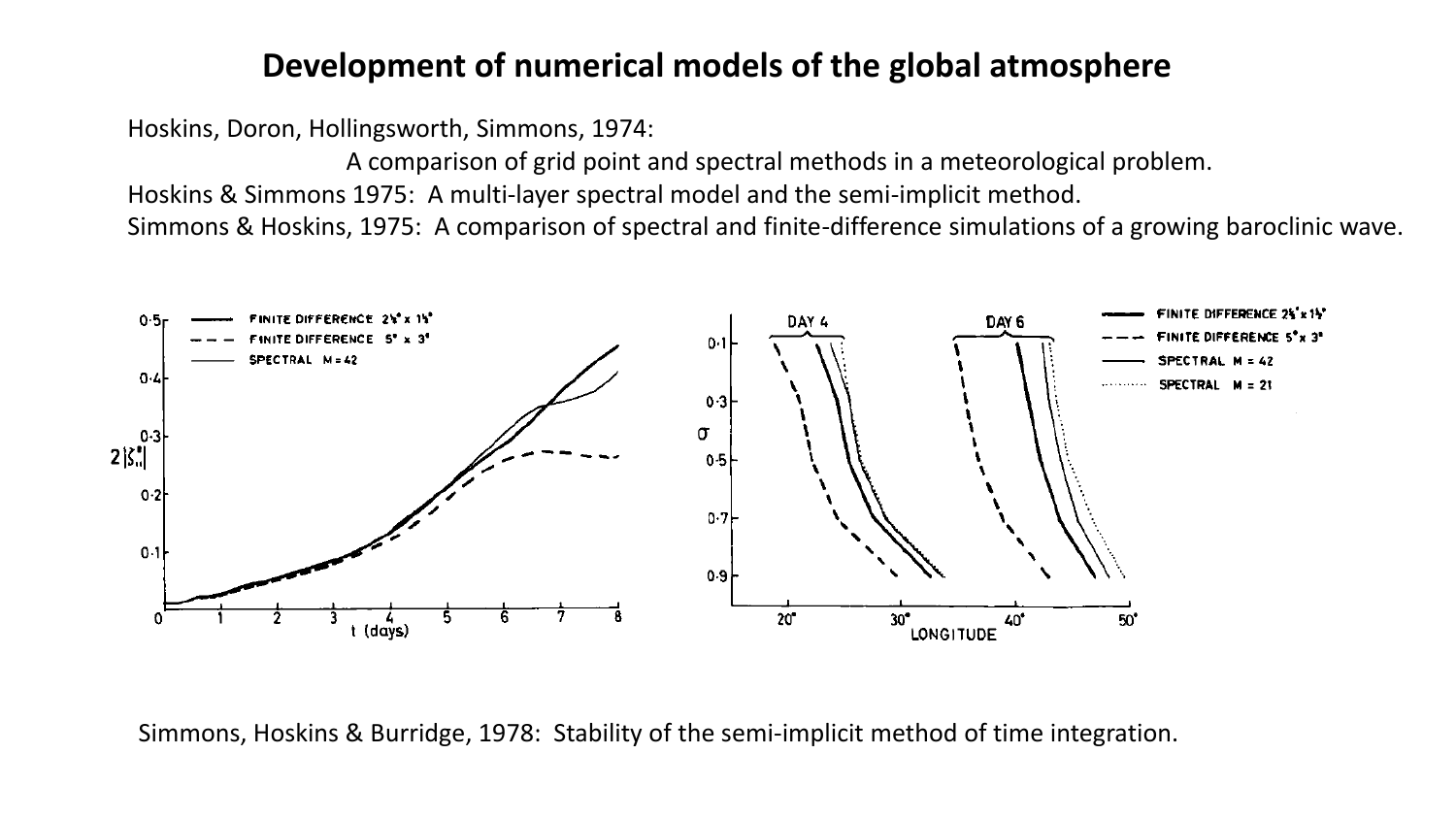# Development of numerical models of the global atmosphere

Hoskins, Doron, Hollingsworth, Simmons, 1974:

A comparison of grid point and spectral methods in a meteorological problem.

Hoskins & Simmons 1975: A multi-layer spectral model and the semi-implicit method.

Simmons & Hoskins, 1975: A comparison of spectral and finite-difference simulations of a growing baroclinic wave.

Simmons, Hoskins & Burridge, 1978: Stability of the semi-implicit method of time integration.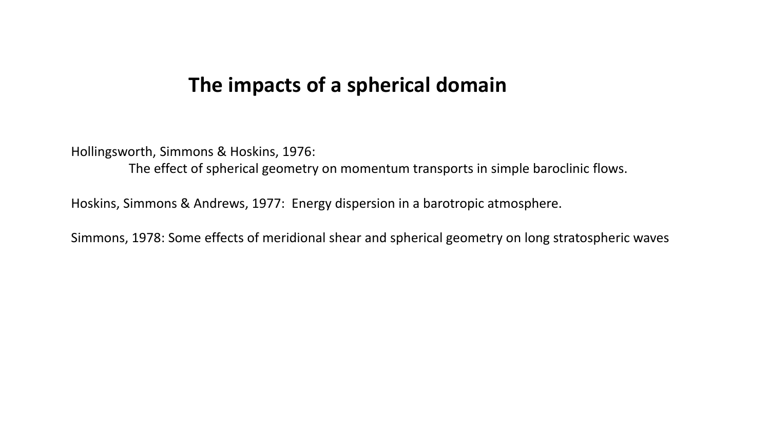# The impacts of a spherical domain

Hollingsworth, Simmons & Hoskins, 1976:
The effect of spherical geometry on momentum transports in simple baroclinic flows.

Hoskins, Simmons & Andrews, 1977: Energy dispersion in a barotropic atmosphere.

Simmons, 1978: Some effects of meridional shear and spherical geometry on long stratospheric waves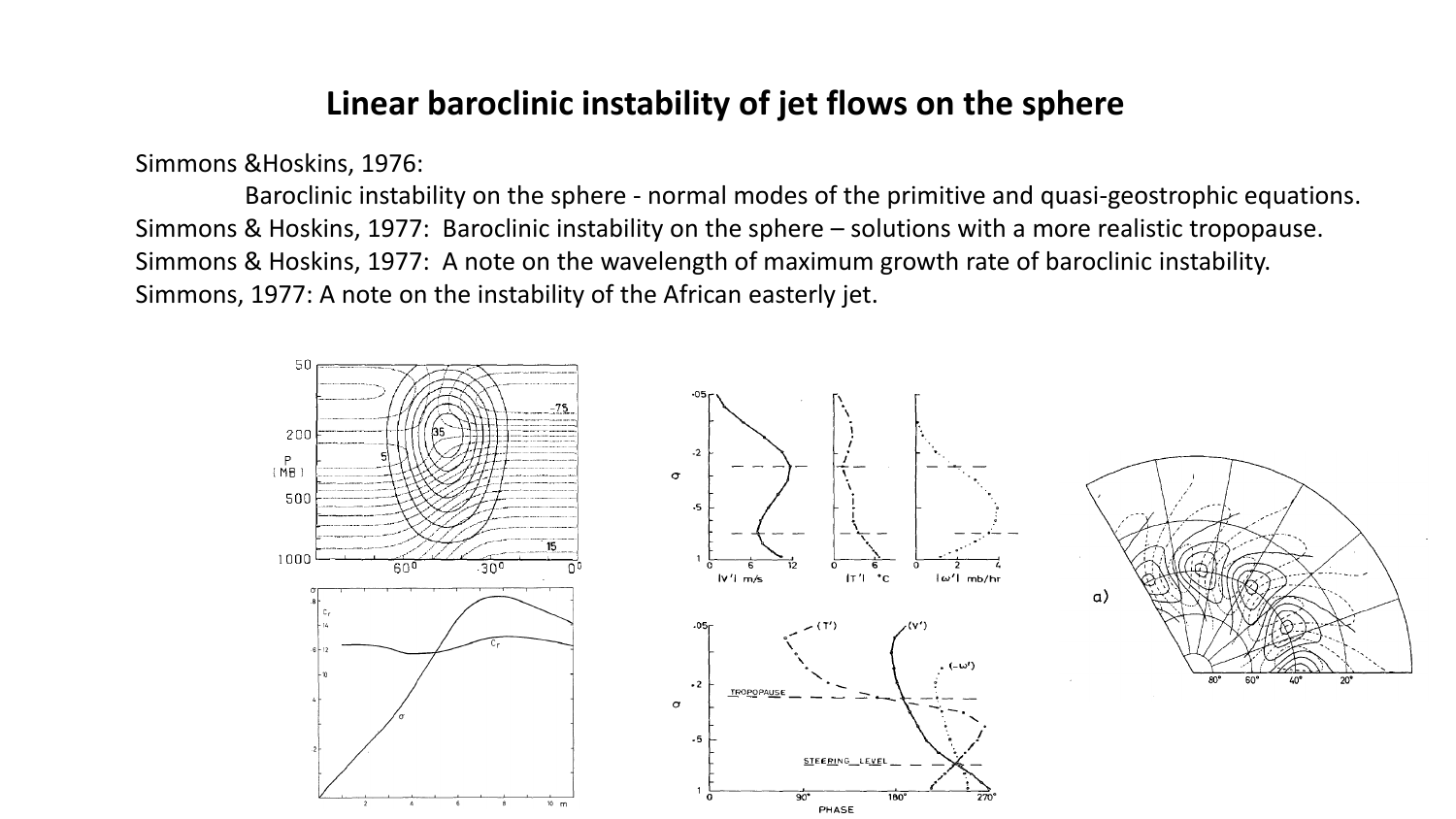# Linear baroclinic instability of jet flows on the sphere

Simmons &Hoskins, 1976:

Baroclinic instability on the sphere - normal modes of the primitive and quasi-geostrophic equations.

Simmons & Hoskins, 1977: Baroclinic instability on the sphere – solutions with a more realistic tropopause.

Simmons & Hoskins, 1977: A note on the wavelength of maximum growth rate of baroclinic instability.

Simmons, 1977: A note on the instability of the African easterly jet.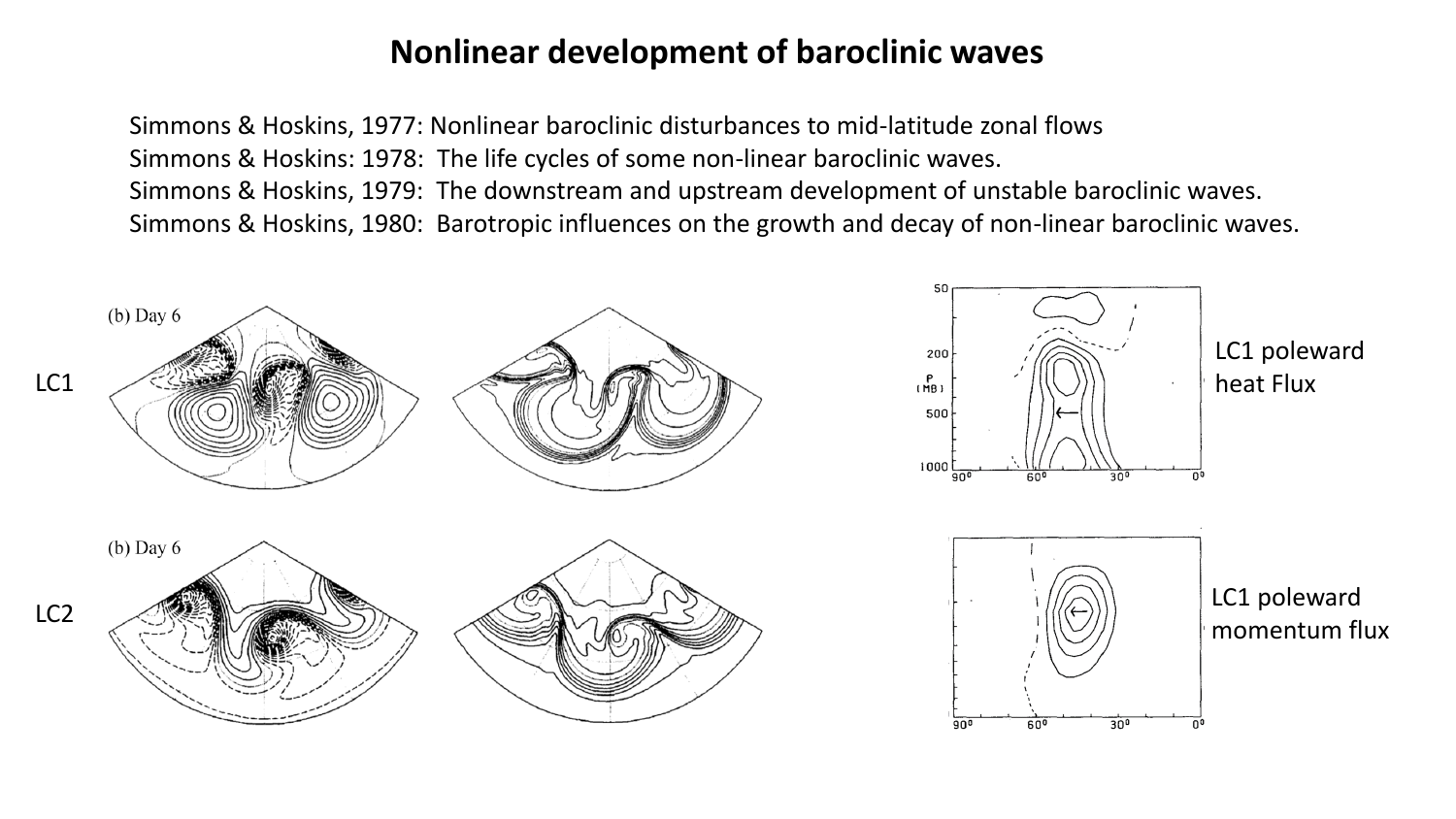# Nonlinear development of baroclinic waves

Simmons & Hoskins, 1977: Nonlinear baroclinic disturbances to mid-latitude zonal flows

Simmons & Hoskins: 1978: The life cycles of some non-linear baroclinic waves.

Simmons & Hoskins, 1979: The downstream and upstream development of unstable baroclinic waves.

Simmons & Hoskins, 1980: Barotropic influences on the growth and decay of non-linear baroclinic waves.

LC1

(b) Day 6

LC1 poleward heat Flux

LC2

(b) Day 6

LC1 poleward momentum flux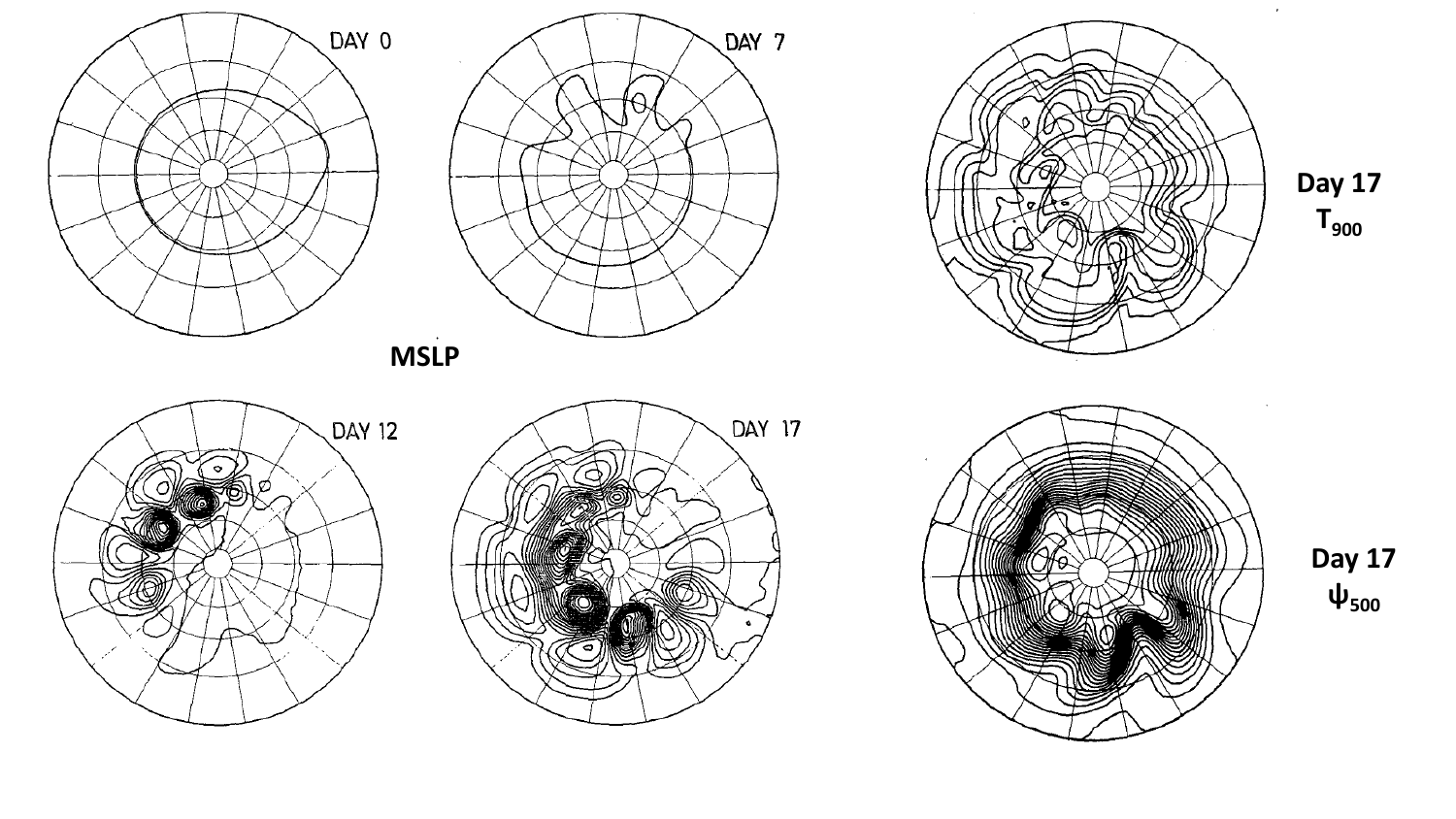DAY 0

DAY 7

MSLP

DAY 12

DAY 17

Day 17 $T_{900}$

Day 17 $\psi_{500}$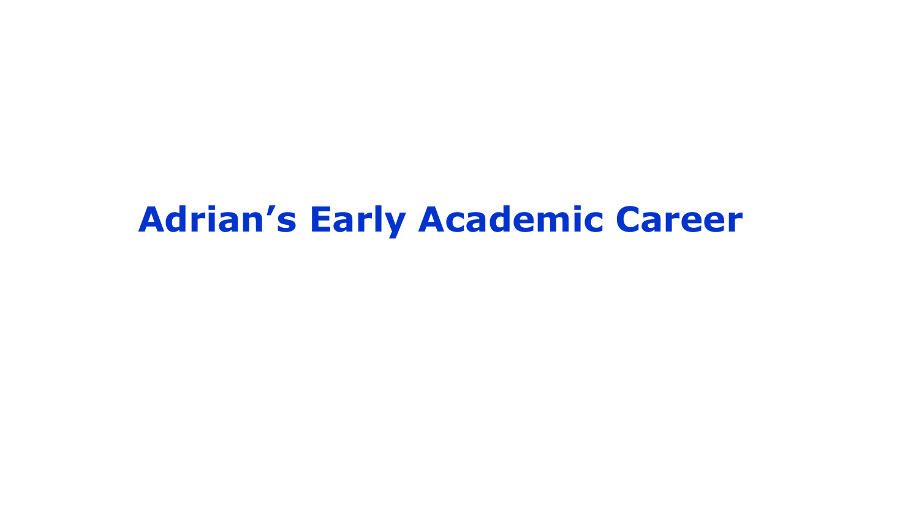# Adrian’s Early Academic Career